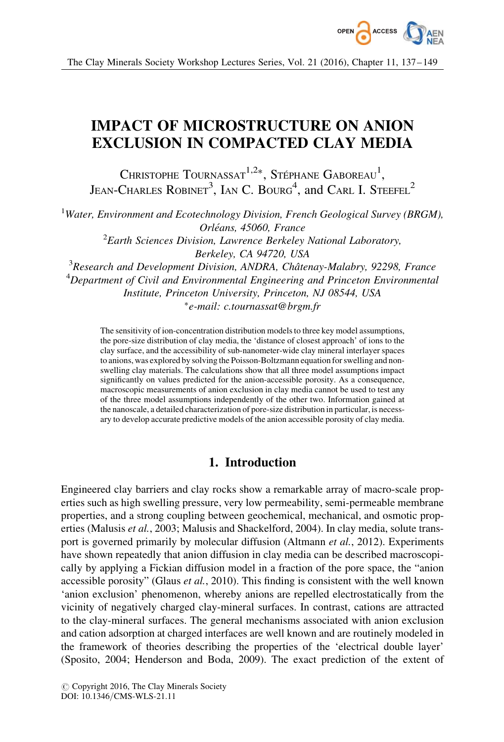# IMPACT OF MICROSTRUCTURE ON ANION EXCLUSION IN COMPACTED CLAY MEDIA

Christophe Tournassat[1,2*], Stéphane Gaboreau[1], Jean-Charles Robinet[3], Ian C. Bourg[4], and Carl I. Steefel[2]

[1] *Water, Environment and Ecotechnology Division, French Geological Survey (BRGM), Orléans, 45060, France*

[2] *Earth Sciences Division, Lawrence Berkeley National Laboratory, Berkeley, CA 94720, USA*

[3] *Research and Development Division, ANDRA, Châtenay-Malabry, 92298, France*

[4] *Department of Civil and Environmental Engineering and Princeton Environmental Institute, Princeton University, Princeton, NJ 08544, USA*

*\*e-mail: c.tournassat@brgm.fr*

The sensitivity of ion-concentration distribution models to three key model assumptions, the pore-size distribution of clay media, the 'distance of closest approach' of ions to the clay surface, and the accessibility of sub-nanometer-wide clay mineral interlayer spaces to anions, was explored by solving the Poisson-Boltzmann equation for swelling and non-swelling clay materials. The calculations show that all three model assumptions impact significantly on values predicted for the anion-accessible porosity. As a consequence, macroscopic measurements of anion exclusion in clay media cannot be used to test any of the three model assumptions independently of the other two. Information gained at the nanoscale, a detailed characterization of pore-size distribution in particular, is necessary to develop accurate predictive models of the anion accessible porosity of clay media.

## 1. Introduction

Engineered clay barriers and clay rocks show a remarkable array of macro-scale properties such as high swelling pressure, very low permeability, semi-permeable membrane properties, and a strong coupling between geochemical, mechanical, and osmotic properties (Malusis *et al.*, 2003; Malusis and Shackelford, 2004). In clay media, solute transport is governed primarily by molecular diffusion (Altmann *et al.*, 2012). Experiments have shown repeatedly that anion diffusion in clay media can be described macroscopically by applying a Fickian diffusion model in a fraction of the pore space, the "anion accessible porosity" (Glaus *et al.*, 2010). This finding is consistent with the well known 'anion exclusion' phenomenon, whereby anions are repelled electrostatically from the vicinity of negatively charged clay-mineral surfaces. In contrast, cations are attracted to the clay-mineral surfaces. The general mechanisms associated with anion exclusion and cation adsorption at charged interfaces are well known and are routinely modeled in the framework of theories describing the properties of the 'electrical double layer' (Sposito, 2004; Henderson and Boda, 2009). The exact prediction of the extent of

© Copyright 2016, The Clay Minerals Society
DOI: 10.1346/CMS-WLS-21.11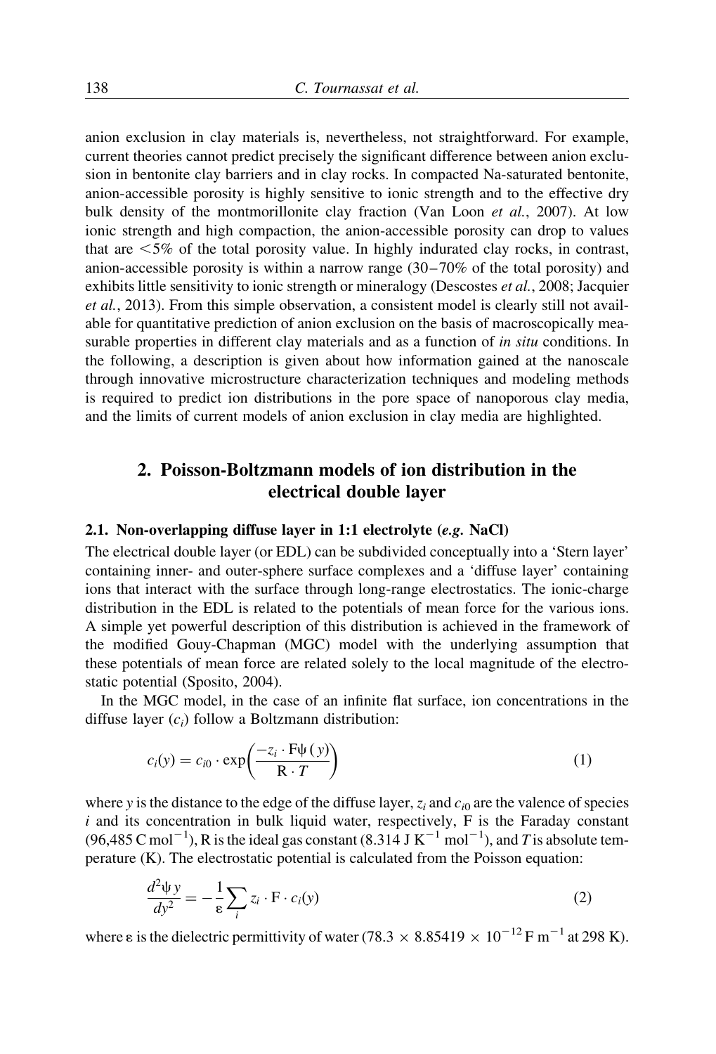anion exclusion in clay materials is, nevertheless, not straightforward. For example, current theories cannot predict precisely the significant difference between anion exclusion in bentonite clay barriers and in clay rocks. In compacted Na-saturated bentonite, anion-accessible porosity is highly sensitive to ionic strength and to the effective dry bulk density of the montmorillonite clay fraction (Van Loon *et al.*, 2007). At low ionic strength and high compaction, the anion-accessible porosity can drop to values that are <5% of the total porosity value. In highly indurated clay rocks, in contrast, anion-accessible porosity is within a narrow range (30–70% of the total porosity) and exhibits little sensitivity to ionic strength or mineralogy (Descostes *et al.*, 2008; Jacquier *et al.*, 2013). From this simple observation, a consistent model is clearly still not available for quantitative prediction of anion exclusion on the basis of macroscopically measurable properties in different clay materials and as a function of *in situ* conditions. In the following, a description is given about how information gained at the nanoscale through innovative microstructure characterization techniques and modeling methods is required to predict ion distributions in the pore space of nanoporous clay media, and the limits of current models of anion exclusion in clay media are highlighted.

## 2. Poisson-Boltzmann models of ion distribution in the electrical double layer

### 2.1. Non-overlapping diffuse layer in 1:1 electrolyte (*e.g.* NaCl)

The electrical double layer (or EDL) can be subdivided conceptually into a 'Stern layer' containing inner- and outer-sphere surface complexes and a 'diffuse layer' containing ions that interact with the surface through long-range electrostatics. The ionic-charge distribution in the EDL is related to the potentials of mean force for the various ions. A simple yet powerful description of this distribution is achieved in the framework of the modified Gouy-Chapman (MGC) model with the underlying assumption that these potentials of mean force are related solely to the local magnitude of the electrostatic potential (Sposito, 2004).

In the MGC model, in the case of an infinite flat surface, ion concentrations in the diffuse layer ($c_i$) follow a Boltzmann distribution:

$$c_i(y) = c_{i0} \cdot \exp\left(\frac{-z_i \cdot \mathrm{F}\psi(y)}{\mathrm{R} \cdot T}\right) \tag{1}$$

where $y$ is the distance to the edge of the diffuse layer, $z_i$ and $c_{i0}$ are the valence of species $i$ and its concentration in bulk liquid water, respectively, F is the Faraday constant (96,485 C $\mathrm{mol}^{-1}$), R is the ideal gas constant (8.314 J $\mathrm{K}^{-1}$ $\mathrm{mol}^{-1}$), and $T$ is absolute temperature (K). The electrostatic potential is calculated from the Poisson equation:

$$\frac{d^2\psi y}{dy^2} = -\frac{1}{\varepsilon}\sum_i z_i \cdot \mathrm{F} \cdot c_i(y) \tag{2}$$

where $\varepsilon$ is the dielectric permittivity of water ($78.3 \times 8.85419 \times 10^{-12}$ F $\mathrm{m}^{-1}$ at 298 K).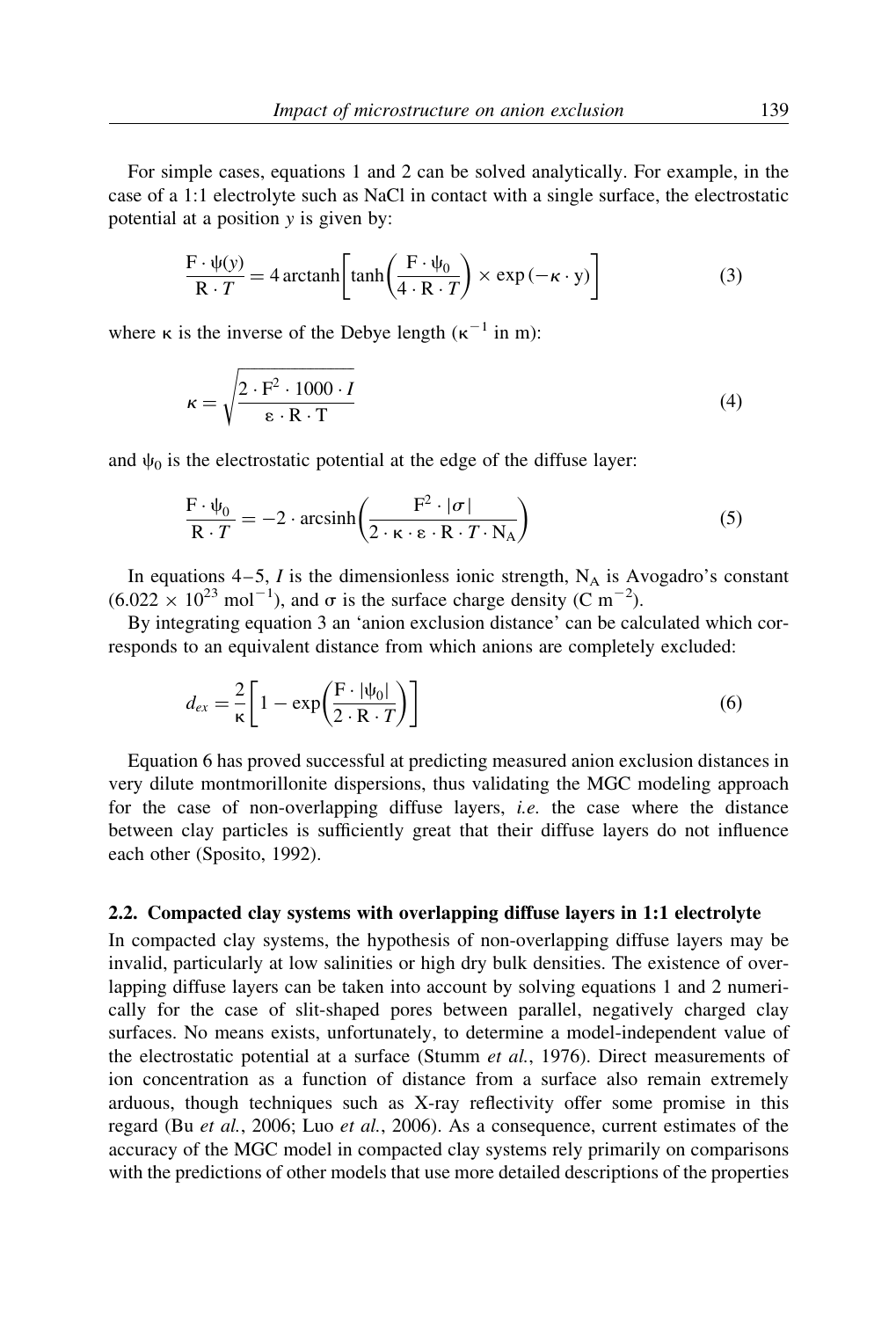For simple cases, equations 1 and 2 can be solved analytically. For example, in the case of a 1:1 electrolyte such as NaCl in contact with a single surface, the electrostatic potential at a position $y$ is given by:

$$\frac{\mathrm{F} \cdot \psi(y)}{\mathrm{R} \cdot T} = 4 \operatorname{arctanh}\left[\tanh\left(\frac{\mathrm{F} \cdot \psi_0}{4 \cdot \mathrm{R} \cdot T}\right) \times \exp(-\kappa \cdot \mathrm{y})\right] \tag{3}$$

where $\kappa$ is the inverse of the Debye length ($\kappa^{-1}$ in m):

$$\kappa = \sqrt{\frac{2 \cdot \mathrm{F}^2 \cdot 1000 \cdot I}{\varepsilon \cdot \mathrm{R} \cdot \mathrm{T}}} \tag{4}$$

and $\psi_0$ is the electrostatic potential at the edge of the diffuse layer:

$$\frac{\mathrm{F} \cdot \psi_0}{\mathrm{R} \cdot T} = -2 \cdot \operatorname{arcsinh}\left(\frac{\mathrm{F}^2 \cdot |\sigma|}{2 \cdot \kappa \cdot \varepsilon \cdot \mathrm{R} \cdot T \cdot \mathrm{N_A}}\right) \tag{5}$$

In equations 4–5, $I$ is the dimensionless ionic strength, $\mathrm{N_A}$ is Avogadro's constant ($6.022 \times 10^{23}$ mol$^{-1}$), and $\sigma$ is the surface charge density (C m$^{-2}$).

By integrating equation 3 an 'anion exclusion distance' can be calculated which corresponds to an equivalent distance from which anions are completely excluded:

$$d_{ex} = \frac{2}{\kappa}\left[1 - \exp\left(\frac{\mathrm{F} \cdot |\psi_0|}{2 \cdot \mathrm{R} \cdot T}\right)\right] \tag{6}$$

Equation 6 has proved successful at predicting measured anion exclusion distances in very dilute montmorillonite dispersions, thus validating the MGC modeling approach for the case of non-overlapping diffuse layers, *i.e.* the case where the distance between clay particles is sufficiently great that their diffuse layers do not influence each other (Sposito, 1992).

### 2.2. Compacted clay systems with overlapping diffuse layers in 1:1 electrolyte

In compacted clay systems, the hypothesis of non-overlapping diffuse layers may be invalid, particularly at low salinities or high dry bulk densities. The existence of overlapping diffuse layers can be taken into account by solving equations 1 and 2 numerically for the case of slit-shaped pores between parallel, negatively charged clay surfaces. No means exists, unfortunately, to determine a model-independent value of the electrostatic potential at a surface (Stumm *et al.*, 1976). Direct measurements of ion concentration as a function of distance from a surface also remain extremely arduous, though techniques such as X-ray reflectivity offer some promise in this regard (Bu *et al.*, 2006; Luo *et al.*, 2006). As a consequence, current estimates of the accuracy of the MGC model in compacted clay systems rely primarily on comparisons with the predictions of other models that use more detailed descriptions of the properties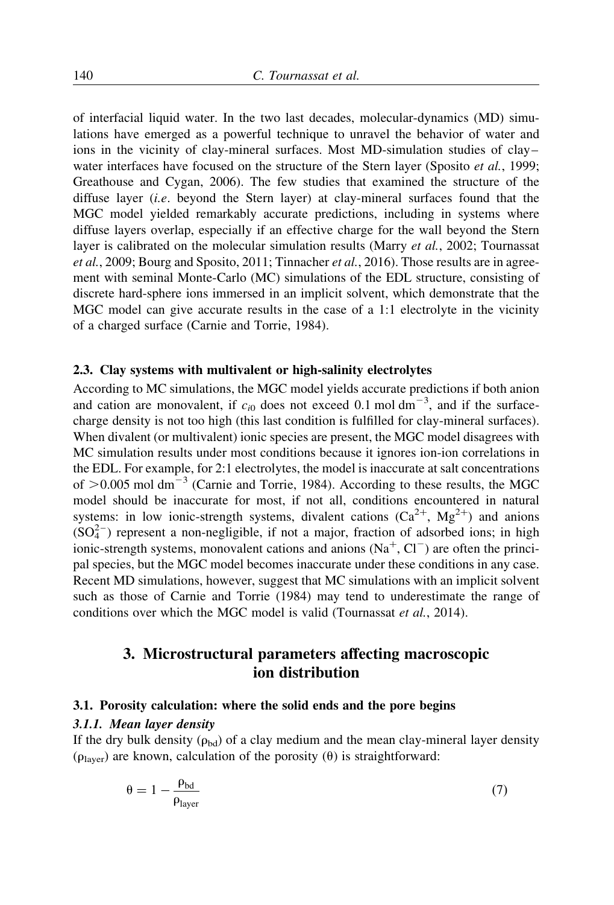of interfacial liquid water. In the two last decades, molecular-dynamics (MD) simulations have emerged as a powerful technique to unravel the behavior of water and ions in the vicinity of clay-mineral surfaces. Most MD-simulation studies of clay–water interfaces have focused on the structure of the Stern layer (Sposito *et al.*, 1999; Greathouse and Cygan, 2006). The few studies that examined the structure of the diffuse layer (*i.e.* beyond the Stern layer) at clay-mineral surfaces found that the MGC model yielded remarkably accurate predictions, including in systems where diffuse layers overlap, especially if an effective charge for the wall beyond the Stern layer is calibrated on the molecular simulation results (Marry *et al.*, 2002; Tournassat *et al.*, 2009; Bourg and Sposito, 2011; Tinnacher *et al.*, 2016). Those results are in agreement with seminal Monte-Carlo (MC) simulations of the EDL structure, consisting of discrete hard-sphere ions immersed in an implicit solvent, which demonstrate that the MGC model can give accurate results in the case of a 1:1 electrolyte in the vicinity of a charged surface (Carnie and Torrie, 1984).

### 2.3. Clay systems with multivalent or high-salinity electrolytes

According to MC simulations, the MGC model yields accurate predictions if both anion and cation are monovalent, if $c_{i0}$ does not exceed 0.1 mol dm$^{-3}$, and if the surface-charge density is not too high (this last condition is fulfilled for clay-mineral surfaces). When divalent (or multivalent) ionic species are present, the MGC model disagrees with MC simulation results under most conditions because it ignores ion-ion correlations in the EDL. For example, for 2:1 electrolytes, the model is inaccurate at salt concentrations of $>$0.005 mol dm$^{-3}$ (Carnie and Torrie, 1984). According to these results, the MGC model should be inaccurate for most, if not all, conditions encountered in natural systems: in low ionic-strength systems, divalent cations ($Ca^{2+}$, $Mg^{2+}$) and anions ($SO_4^{2-}$) represent a non-negligible, if not a major, fraction of adsorbed ions; in high ionic-strength systems, monovalent cations and anions ($Na^+$, $Cl^-$) are often the principal species, but the MGC model becomes inaccurate under these conditions in any case. Recent MD simulations, however, suggest that MC simulations with an implicit solvent such as those of Carnie and Torrie (1984) may tend to underestimate the range of conditions over which the MGC model is valid (Tournassat *et al.*, 2014).

## 3. Microstructural parameters affecting macroscopic ion distribution

### 3.1. Porosity calculation: where the solid ends and the pore begins

#### 3.1.1. *Mean layer density*

If the dry bulk density ($\rho_{bd}$) of a clay medium and the mean clay-mineral layer density ($\rho_{layer}$) are known, calculation of the porosity ($\theta$) is straightforward:

$$\theta = 1 - \frac{\rho_{bd}}{\rho_{layer}} \tag{7}$$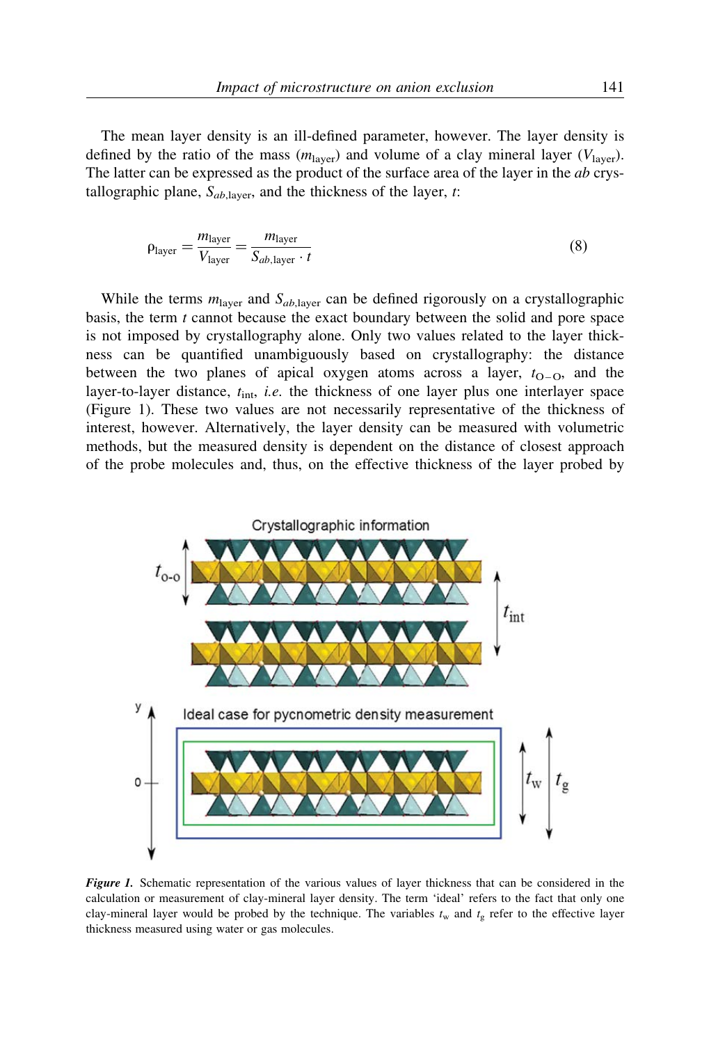The mean layer density is an ill-defined parameter, however. The layer density is defined by the ratio of the mass ($m_{\text{layer}}$) and volume of a clay mineral layer ($V_{\text{layer}}$). The latter can be expressed as the product of the surface area of the layer in the *ab* crystallographic plane, $S_{ab,\text{layer}}$, and the thickness of the layer, $t$:

$$\rho_{\text{layer}} = \frac{m_{\text{layer}}}{V_{\text{layer}}} = \frac{m_{\text{layer}}}{S_{ab,\text{layer}} \cdot t} \tag{8}$$

While the terms $m_{\text{layer}}$ and $S_{ab,\text{layer}}$ can be defined rigorously on a crystallographic basis, the term $t$ cannot because the exact boundary between the solid and pore space is not imposed by crystallography alone. Only two values related to the layer thickness can be quantified unambiguously based on crystallography: the distance between the two planes of apical oxygen atoms across a layer, $t_{\text{O-O}}$, and the layer-to-layer distance, $t_{\text{int}}$, *i.e.* the thickness of one layer plus one interlayer space (Figure 1). These two values are not necessarily representative of the thickness of interest, however. Alternatively, the layer density can be measured with volumetric methods, but the measured density is dependent on the distance of closest approach of the probe molecules and, thus, on the effective thickness of the layer probed by

***Figure 1.*** Schematic representation of the various values of layer thickness that can be considered in the calculation or measurement of clay-mineral layer density. The term 'ideal' refers to the fact that only one clay-mineral layer would be probed by the technique. The variables $t_{\text{w}}$ and $t_{\text{g}}$ refer to the effective layer thickness measured using water or gas molecules.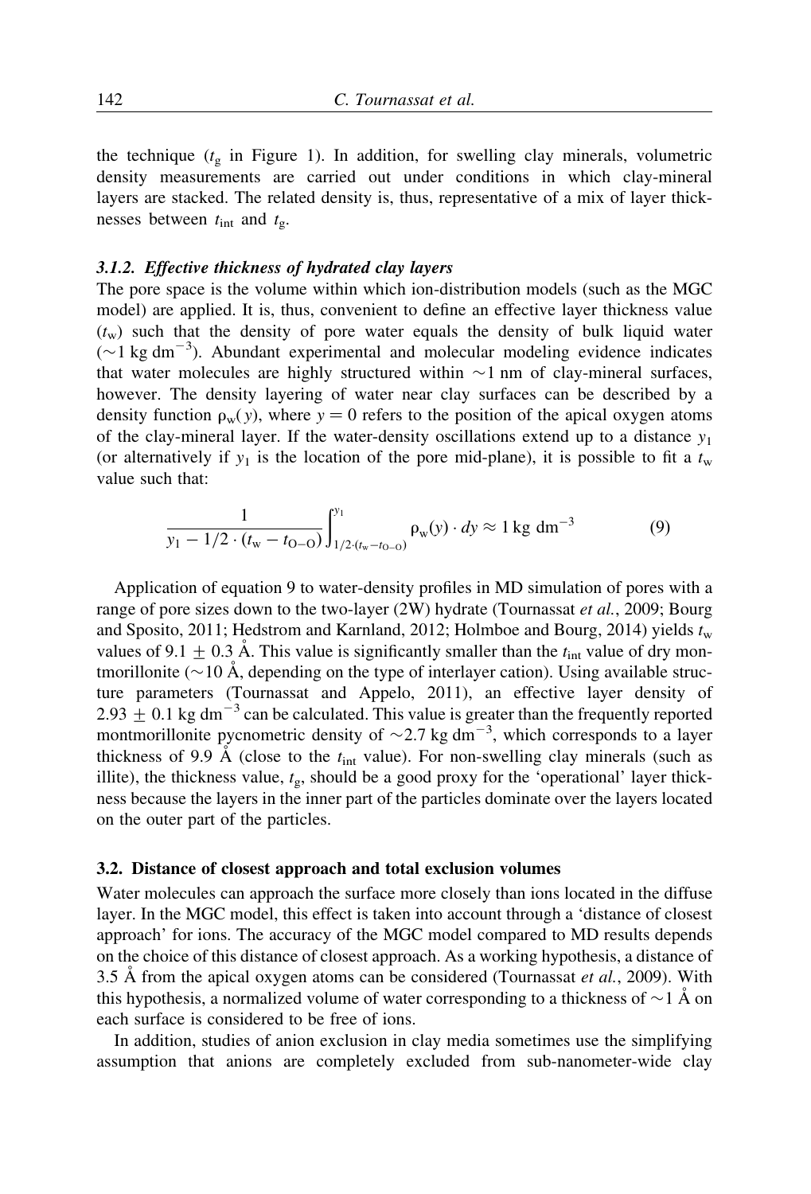the technique ($t_g$ in Figure 1). In addition, for swelling clay minerals, volumetric density measurements are carried out under conditions in which clay-mineral layers are stacked. The related density is, thus, representative of a mix of layer thicknesses between $t_{int}$ and $t_g$.

### 3.1.2. Effective thickness of hydrated clay layers

The pore space is the volume within which ion-distribution models (such as the MGC model) are applied. It is, thus, convenient to define an effective layer thickness value ($t_w$) such that the density of pore water equals the density of bulk liquid water ($\sim$1 kg dm$^{-3}$). Abundant experimental and molecular modeling evidence indicates that water molecules are highly structured within $\sim$1 nm of clay-mineral surfaces, however. The density layering of water near clay surfaces can be described by a density function $\rho_w(y)$, where $y = 0$ refers to the position of the apical oxygen atoms of the clay-mineral layer. If the water-density oscillations extend up to a distance $y_1$ (or alternatively if $y_1$ is the location of the pore mid-plane), it is possible to fit a $t_w$ value such that:

$$\frac{1}{y_1 - 1/2 \cdot (t_w - t_{O-O})} \int_{1/2 \cdot (t_w - t_{O-O})}^{y_1} \rho_w(y) \cdot dy \approx 1 \text{ kg dm}^{-3} \tag{9}$$

Application of equation 9 to water-density profiles in MD simulation of pores with a range of pore sizes down to the two-layer (2W) hydrate (Tournassat *et al.*, 2009; Bourg and Sposito, 2011; Hedstrom and Karnland, 2012; Holmboe and Bourg, 2014) yields $t_w$ values of 9.1 $\pm$ 0.3 Å. This value is significantly smaller than the $t_{int}$ value of dry montmorillonite ($\sim$10 Å, depending on the type of interlayer cation). Using available structure parameters (Tournassat and Appelo, 2011), an effective layer density of 2.93 $\pm$ 0.1 kg dm$^{-3}$ can be calculated. This value is greater than the frequently reported montmorillonite pycnometric density of $\sim$2.7 kg dm$^{-3}$, which corresponds to a layer thickness of 9.9 Å (close to the $t_{int}$ value). For non-swelling clay minerals (such as illite), the thickness value, $t_g$, should be a good proxy for the 'operational' layer thickness because the layers in the inner part of the particles dominate over the layers located on the outer part of the particles.

## 3.2. Distance of closest approach and total exclusion volumes

Water molecules can approach the surface more closely than ions located in the diffuse layer. In the MGC model, this effect is taken into account through a 'distance of closest approach' for ions. The accuracy of the MGC model compared to MD results depends on the choice of this distance of closest approach. As a working hypothesis, a distance of 3.5 Å from the apical oxygen atoms can be considered (Tournassat *et al.*, 2009). With this hypothesis, a normalized volume of water corresponding to a thickness of $\sim$1 Å on each surface is considered to be free of ions.

In addition, studies of anion exclusion in clay media sometimes use the simplifying assumption that anions are completely excluded from sub-nanometer-wide clay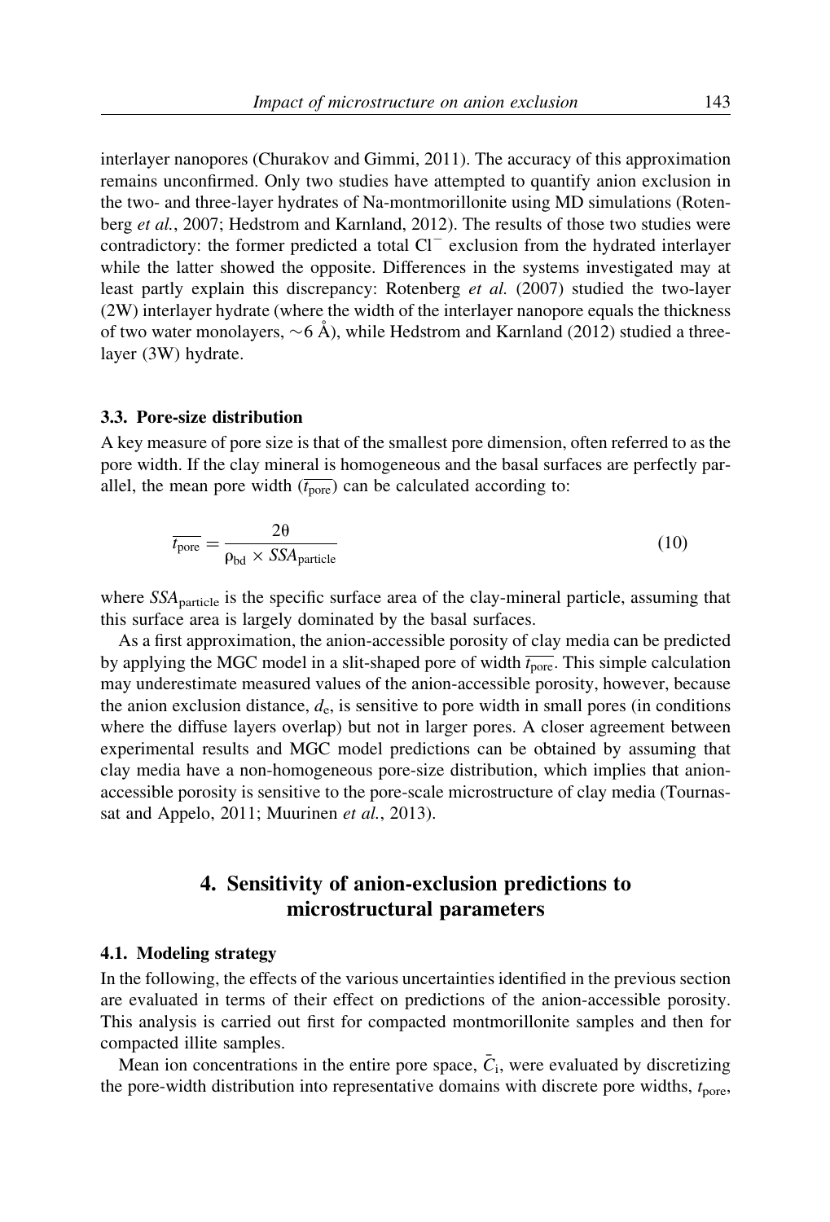interlayer nanopores (Churakov and Gimmi, 2011). The accuracy of this approximation remains unconfirmed. Only two studies have attempted to quantify anion exclusion in the two- and three-layer hydrates of Na-montmorillonite using MD simulations (Rotenberg *et al.*, 2007; Hedstrom and Karnland, 2012). The results of those two studies were contradictory: the former predicted a total $Cl^-$ exclusion from the hydrated interlayer while the latter showed the opposite. Differences in the systems investigated may at least partly explain this discrepancy: Rotenberg *et al.* (2007) studied the two-layer (2W) interlayer hydrate (where the width of the interlayer nanopore equals the thickness of two water monolayers, ~6 Å), while Hedstrom and Karnland (2012) studied a three-layer (3W) hydrate.

### 3.3. Pore-size distribution

A key measure of pore size is that of the smallest pore dimension, often referred to as the pore width. If the clay mineral is homogeneous and the basal surfaces are perfectly parallel, the mean pore width ($\overline{t_{pore}}$) can be calculated according to:

$$\overline{t_{pore}} = \frac{2\theta}{\rho_{bd} \times SSA_{particle}} \tag{10}$$

where $SSA_{particle}$ is the specific surface area of the clay-mineral particle, assuming that this surface area is largely dominated by the basal surfaces.

As a first approximation, the anion-accessible porosity of clay media can be predicted by applying the MGC model in a slit-shaped pore of width $\overline{t_{pore}}$. This simple calculation may underestimate measured values of the anion-accessible porosity, however, because the anion exclusion distance, $d_e$, is sensitive to pore width in small pores (in conditions where the diffuse layers overlap) but not in larger pores. A closer agreement between experimental results and MGC model predictions can be obtained by assuming that clay media have a non-homogeneous pore-size distribution, which implies that anion-accessible porosity is sensitive to the pore-scale microstructure of clay media (Tournassat and Appelo, 2011; Muurinen *et al.*, 2013).

## 4. Sensitivity of anion-exclusion predictions to microstructural parameters

### 4.1. Modeling strategy

In the following, the effects of the various uncertainties identified in the previous section are evaluated in terms of their effect on predictions of the anion-accessible porosity. This analysis is carried out first for compacted montmorillonite samples and then for compacted illite samples.

Mean ion concentrations in the entire pore space, $\bar{C}_i$, were evaluated by discretizing the pore-width distribution into representative domains with discrete pore widths, $t_{pore}$,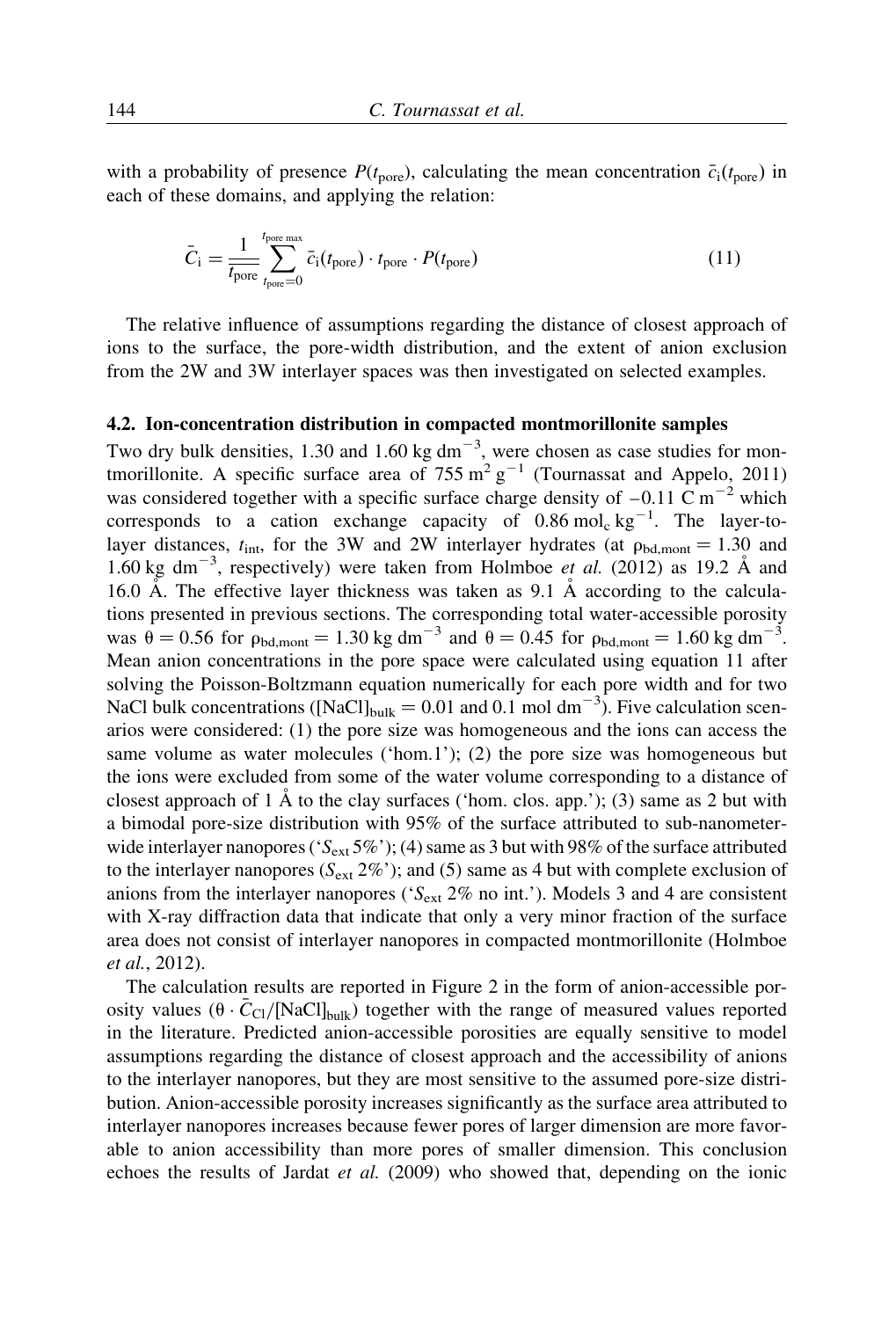with a probability of presence $P(t_{\text{pore}})$, calculating the mean concentration $\bar{c}_i(t_{\text{pore}})$ in each of these domains, and applying the relation:

$$\bar{C}_i = \frac{1}{\overline{t_{\text{pore}}}} \sum_{t_{\text{pore}}=0}^{t_{\text{pore max}}} \bar{c}_i(t_{\text{pore}}) \cdot t_{\text{pore}} \cdot P(t_{\text{pore}}) \tag{11}$$

The relative influence of assumptions regarding the distance of closest approach of ions to the surface, the pore-width distribution, and the extent of anion exclusion from the 2W and 3W interlayer spaces was then investigated on selected examples.

### 4.2. Ion-concentration distribution in compacted montmorillonite samples

Two dry bulk densities, 1.30 and 1.60 kg $\text{dm}^{-3}$, were chosen as case studies for montmorillonite. A specific surface area of 755 $\text{m}^2\,\text{g}^{-1}$ (Tournassat and Appelo, 2011) was considered together with a specific surface charge density of $-0.11$ C $\text{m}^{-2}$ which corresponds to a cation exchange capacity of 0.86 $\text{mol}_c\,\text{kg}^{-1}$. The layer-to-layer distances, $t_{\text{int}}$, for the 3W and 2W interlayer hydrates (at $\rho_{\text{bd,mont}} = 1.30$ and 1.60 kg $\text{dm}^{-3}$, respectively) were taken from Holmboe *et al.* (2012) as 19.2 Å and 16.0 Å. The effective layer thickness was taken as 9.1 Å according to the calculations presented in previous sections. The corresponding total water-accessible porosity was $\theta = 0.56$ for $\rho_{\text{bd,mont}} = 1.30$ kg $\text{dm}^{-3}$ and $\theta = 0.45$ for $\rho_{\text{bd,mont}} = 1.60$ kg $\text{dm}^{-3}$. Mean anion concentrations in the pore space were calculated using equation 11 after solving the Poisson-Boltzmann equation numerically for each pore width and for two NaCl bulk concentrations ($[\text{NaCl}]_{\text{bulk}} = 0.01$ and 0.1 mol $\text{dm}^{-3}$). Five calculation scenarios were considered: (1) the pore size was homogeneous and the ions can access the same volume as water molecules ('hom.1'); (2) the pore size was homogeneous but the ions were excluded from some of the water volume corresponding to a distance of closest approach of 1 Å to the clay surfaces ('hom. clos. app.'); (3) same as 2 but with a bimodal pore-size distribution with 95% of the surface attributed to sub-nanometer-wide interlayer nanopores ('$S_{\text{ext}}$ 5%'); (4) same as 3 but with 98% of the surface attributed to the interlayer nanopores ($S_{\text{ext}}$ 2%'); and (5) same as 4 but with complete exclusion of anions from the interlayer nanopores ('$S_{\text{ext}}$ 2% no int.'). Models 3 and 4 are consistent with X-ray diffraction data that indicate that only a very minor fraction of the surface area does not consist of interlayer nanopores in compacted montmorillonite (Holmboe *et al.*, 2012).

The calculation results are reported in Figure 2 in the form of anion-accessible porosity values ($\theta \cdot \bar{C}_{\text{Cl}}/[\text{NaCl}]_{\text{bulk}}$) together with the range of measured values reported in the literature. Predicted anion-accessible porosities are equally sensitive to model assumptions regarding the distance of closest approach and the accessibility of anions to the interlayer nanopores, but they are most sensitive to the assumed pore-size distribution. Anion-accessible porosity increases significantly as the surface area attributed to interlayer nanopores increases because fewer pores of larger dimension are more favorable to anion accessibility than more pores of smaller dimension. This conclusion echoes the results of Jardat *et al.* (2009) who showed that, depending on the ionic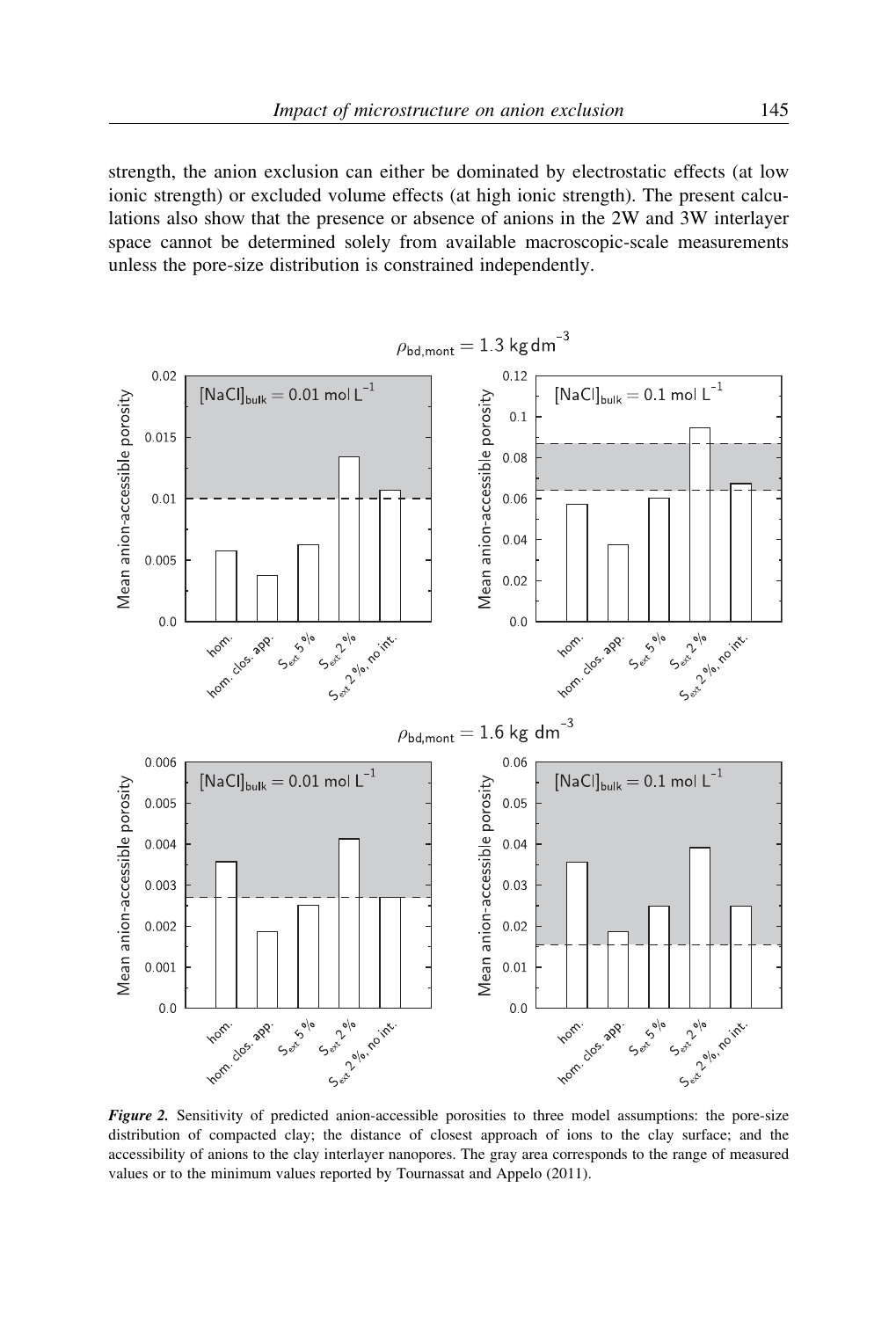strength, the anion exclusion can either be dominated by electrostatic effects (at low ionic strength) or excluded volume effects (at high ionic strength). The present calculations also show that the presence or absence of anions in the 2W and 3W interlayer space cannot be determined solely from available macroscopic-scale measurements unless the pore-size distribution is constrained independently.

***Figure 2.*** Sensitivity of predicted anion-accessible porosities to three model assumptions: the pore-size distribution of compacted clay; the distance of closest approach of ions to the clay surface; and the accessibility of anions to the clay interlayer nanopores. The gray area corresponds to the range of measured values or to the minimum values reported by Tournassat and Appelo (2011).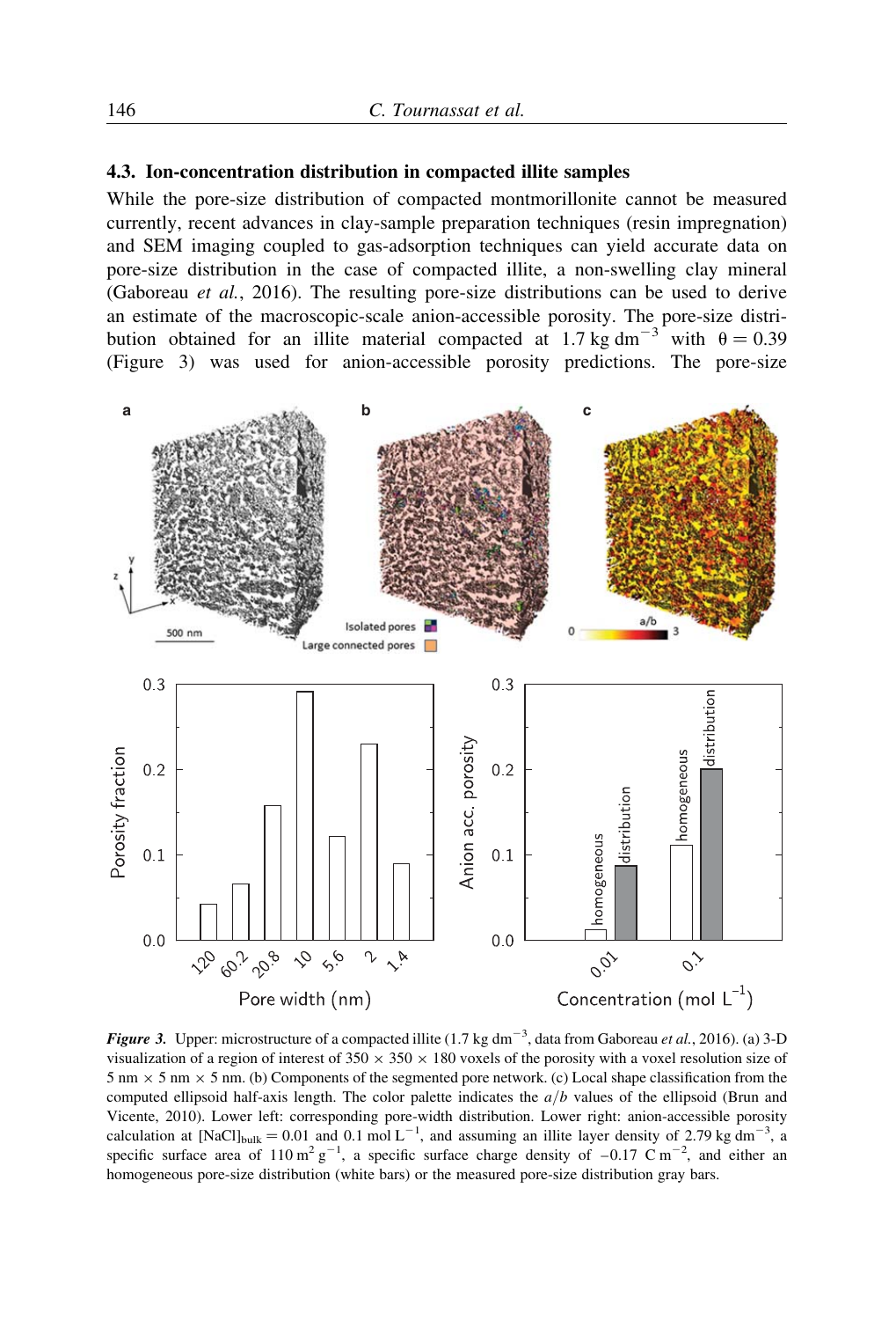### 4.3. Ion-concentration distribution in compacted illite samples

While the pore-size distribution of compacted montmorillonite cannot be measured currently, recent advances in clay-sample preparation techniques (resin impregnation) and SEM imaging coupled to gas-adsorption techniques can yield accurate data on pore-size distribution in the case of compacted illite, a non-swelling clay mineral (Gaboreau *et al.*, 2016). The resulting pore-size distributions can be used to derive an estimate of the macroscopic-scale anion-accessible porosity. The pore-size distribution obtained for an illite material compacted at 1.7 kg dm$^{-3}$ with $\theta = 0.39$ (Figure 3) was used for anion-accessible porosity predictions. The pore-size

***Figure 3.*** Upper: microstructure of a compacted illite (1.7 kg dm$^{-3}$, data from Gaboreau *et al.*, 2016). (a) 3-D visualization of a region of interest of 350 × 350 × 180 voxels of the porosity with a voxel resolution size of 5 nm × 5 nm × 5 nm. (b) Components of the segmented pore network. (c) Local shape classification from the computed ellipsoid half-axis length. The color palette indicates the $a/b$ values of the ellipsoid (Brun and Vicente, 2010). Lower left: corresponding pore-width distribution. Lower right: anion-accessible porosity calculation at $[\mathrm{NaCl}]_{\mathrm{bulk}} = 0.01$ and 0.1 mol L$^{-1}$, and assuming an illite layer density of 2.79 kg dm$^{-3}$, a specific surface area of 110 m$^2$ g$^{-1}$, a specific surface charge density of $-0.17$ C m$^{-2}$, and either an homogeneous pore-size distribution (white bars) or the measured pore-size distribution gray bars.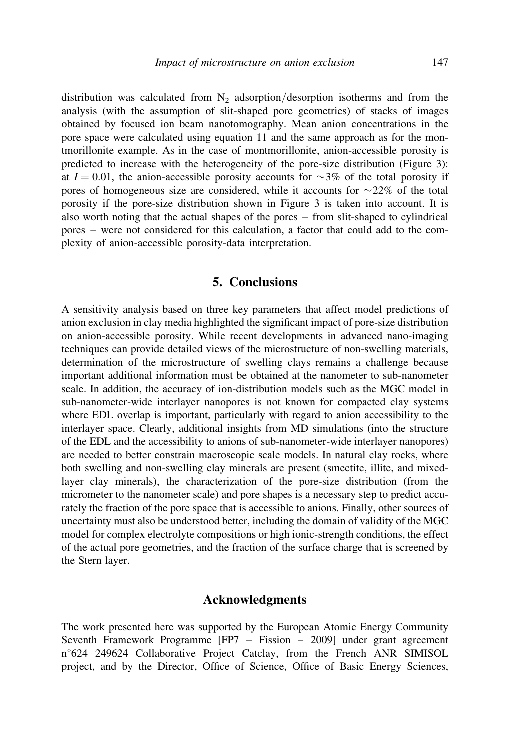distribution was calculated from $N_2$ adsorption/desorption isotherms and from the analysis (with the assumption of slit-shaped pore geometries) of stacks of images obtained by focused ion beam nanotomography. Mean anion concentrations in the pore space were calculated using equation 11 and the same approach as for the montmorillonite example. As in the case of montmorillonite, anion-accessible porosity is predicted to increase with the heterogeneity of the pore-size distribution (Figure 3): at $I = 0.01$, the anion-accessible porosity accounts for $\sim$3% of the total porosity if pores of homogeneous size are considered, while it accounts for $\sim$22% of the total porosity if the pore-size distribution shown in Figure 3 is taken into account. It is also worth noting that the actual shapes of the pores – from slit-shaped to cylindrical pores – were not considered for this calculation, a factor that could add to the complexity of anion-accessible porosity-data interpretation.

## 5. Conclusions

A sensitivity analysis based on three key parameters that affect model predictions of anion exclusion in clay media highlighted the significant impact of pore-size distribution on anion-accessible porosity. While recent developments in advanced nano-imaging techniques can provide detailed views of the microstructure of non-swelling materials, determination of the microstructure of swelling clays remains a challenge because important additional information must be obtained at the nanometer to sub-nanometer scale. In addition, the accuracy of ion-distribution models such as the MGC model in sub-nanometer-wide interlayer nanopores is not known for compacted clay systems where EDL overlap is important, particularly with regard to anion accessibility to the interlayer space. Clearly, additional insights from MD simulations (into the structure of the EDL and the accessibility to anions of sub-nanometer-wide interlayer nanopores) are needed to better constrain macroscopic scale models. In natural clay rocks, where both swelling and non-swelling clay minerals are present (smectite, illite, and mixed-layer clay minerals), the characterization of the pore-size distribution (from the micrometer to the nanometer scale) and pore shapes is a necessary step to predict accurately the fraction of the pore space that is accessible to anions. Finally, other sources of uncertainty must also be understood better, including the domain of validity of the MGC model for complex electrolyte compositions or high ionic-strength conditions, the effect of the actual pore geometries, and the fraction of the surface charge that is screened by the Stern layer.

## Acknowledgments

The work presented here was supported by the European Atomic Energy Community Seventh Framework Programme [FP7 – Fission – 2009] under grant agreement n°624 249624 Collaborative Project Catclay, from the French ANR SIMISOL project, and by the Director, Office of Science, Office of Basic Energy Sciences,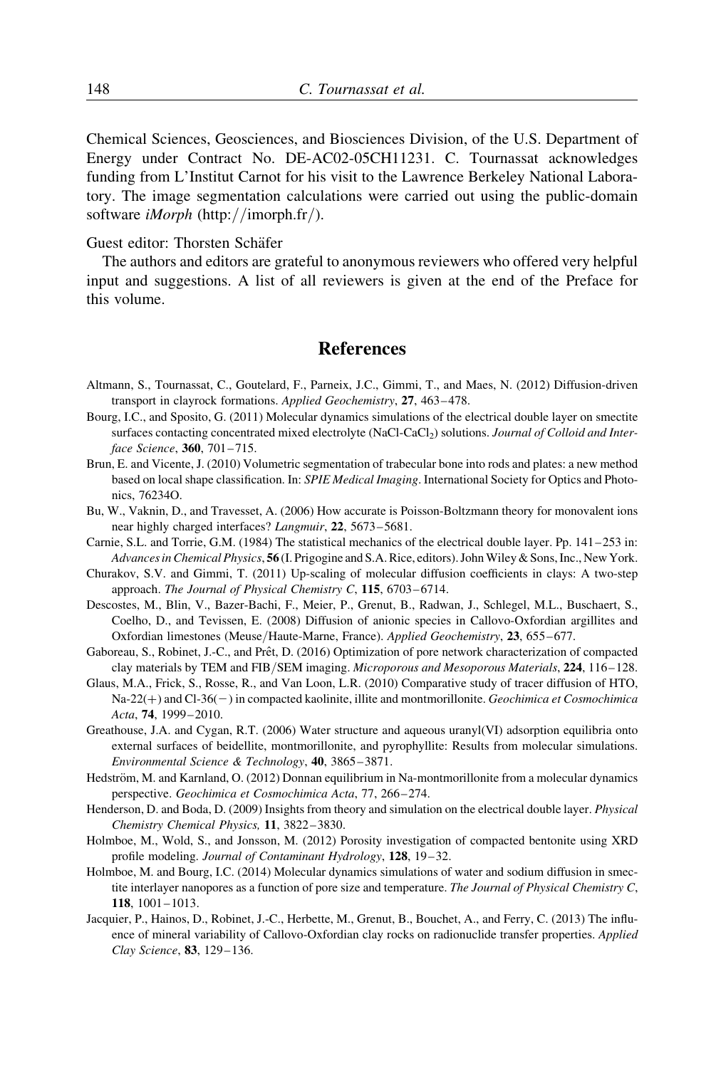Chemical Sciences, Geosciences, and Biosciences Division, of the U.S. Department of Energy under Contract No. DE-AC02-05CH11231. C. Tournassat acknowledges funding from L'Institut Carnot for his visit to the Lawrence Berkeley National Laboratory. The image segmentation calculations were carried out using the public-domain software *iMorph* (http://imorph.fr/).

Guest editor: Thorsten Schäfer

The authors and editors are grateful to anonymous reviewers who offered very helpful input and suggestions. A list of all reviewers is given at the end of the Preface for this volume.

## References

Altmann, S., Tournassat, C., Goutelard, F., Parneix, J.C., Gimmi, T., and Maes, N. (2012) Diffusion-driven transport in clayrock formations. *Applied Geochemistry*, **27**, 463–478.

Bourg, I.C., and Sposito, G. (2011) Molecular dynamics simulations of the electrical double layer on smectite surfaces contacting concentrated mixed electrolyte (NaCl-$CaCl_2$) solutions. *Journal of Colloid and Interface Science*, **360**, 701–715.

Brun, E. and Vicente, J. (2010) Volumetric segmentation of trabecular bone into rods and plates: a new method based on local shape classification. In: *SPIE Medical Imaging*. International Society for Optics and Photonics, 76234O.

Bu, W., Vaknin, D., and Travesset, A. (2006) How accurate is Poisson-Boltzmann theory for monovalent ions near highly charged interfaces? *Langmuir*, **22**, 5673–5681.

Carnie, S.L. and Torrie, G.M. (1984) The statistical mechanics of the electrical double layer. Pp. 141–253 in: *Advances in Chemical Physics*, **56** (I. Prigogine and S.A. Rice, editors). John Wiley & Sons, Inc., New York.

Churakov, S.V. and Gimmi, T. (2011) Up-scaling of molecular diffusion coefficients in clays: A two-step approach. *The Journal of Physical Chemistry C*, **115**, 6703–6714.

Descostes, M., Blin, V., Bazer-Bachi, F., Meier, P., Grenut, B., Radwan, J., Schlegel, M.L., Buschaert, S., Coelho, D., and Tevissen, E. (2008) Diffusion of anionic species in Callovo-Oxfordian argillites and Oxfordian limestones (Meuse/Haute-Marne, France). *Applied Geochemistry*, **23**, 655–677.

Gaboreau, S., Robinet, J.-C., and Prêt, D. (2016) Optimization of pore network characterization of compacted clay materials by TEM and FIB/SEM imaging. *Microporous and Mesoporous Materials*, **224**, 116–128.

Glaus, M.A., Frick, S., Rosse, R., and Van Loon, L.R. (2010) Comparative study of tracer diffusion of HTO, Na-22(+) and Cl-36(−) in compacted kaolinite, illite and montmorillonite. *Geochimica et Cosmochimica Acta*, **74**, 1999–2010.

Greathouse, J.A. and Cygan, R.T. (2006) Water structure and aqueous uranyl(VI) adsorption equilibria onto external surfaces of beidellite, montmorillonite, and pyrophyllite: Results from molecular simulations. *Environmental Science & Technology*, **40**, 3865–3871.

Hedström, M. and Karnland, O. (2012) Donnan equilibrium in Na-montmorillonite from a molecular dynamics perspective. *Geochimica et Cosmochimica Acta*, 77, 266–274.

Henderson, D. and Boda, D. (2009) Insights from theory and simulation on the electrical double layer. *Physical Chemistry Chemical Physics,* **11**, 3822–3830.

Holmboe, M., Wold, S., and Jonsson, M. (2012) Porosity investigation of compacted bentonite using XRD profile modeling. *Journal of Contaminant Hydrology*, **128**, 19–32.

Holmboe, M. and Bourg, I.C. (2014) Molecular dynamics simulations of water and sodium diffusion in smectite interlayer nanopores as a function of pore size and temperature. *The Journal of Physical Chemistry C*, **118**, 1001–1013.

Jacquier, P., Hainos, D., Robinet, J.-C., Herbette, M., Grenut, B., Bouchet, A., and Ferry, C. (2013) The influence of mineral variability of Callovo-Oxfordian clay rocks on radionuclide transfer properties. *Applied Clay Science*, **83**, 129–136.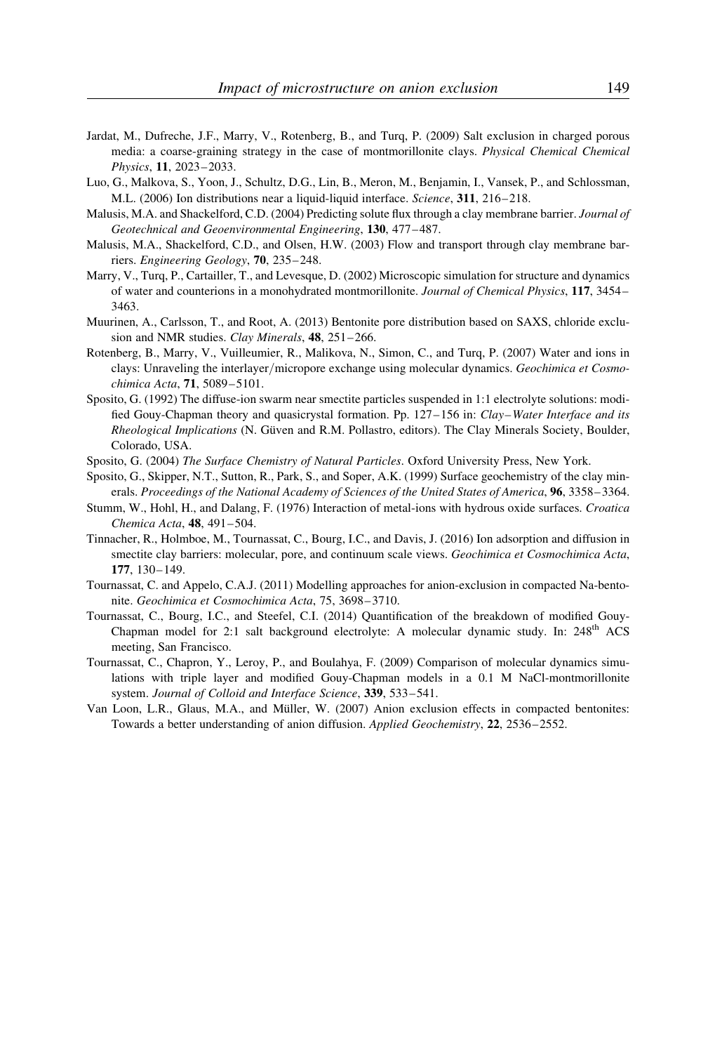Jardat, M., Dufreche, J.F., Marry, V., Rotenberg, B., and Turq, P. (2009) Salt exclusion in charged porous media: a coarse-graining strategy in the case of montmorillonite clays. *Physical Chemical Chemical Physics*, **11**, 2023–2033.

Luo, G., Malkova, S., Yoon, J., Schultz, D.G., Lin, B., Meron, M., Benjamin, I., Vansek, P., and Schlossman, M.L. (2006) Ion distributions near a liquid-liquid interface. *Science*, **311**, 216–218.

Malusis, M.A. and Shackelford, C.D. (2004) Predicting solute flux through a clay membrane barrier. *Journal of Geotechnical and Geoenvironmental Engineering*, **130**, 477–487.

Malusis, M.A., Shackelford, C.D., and Olsen, H.W. (2003) Flow and transport through clay membrane barriers. *Engineering Geology*, **70**, 235–248.

Marry, V., Turq, P., Cartailler, T., and Levesque, D. (2002) Microscopic simulation for structure and dynamics of water and counterions in a monohydrated montmorillonite. *Journal of Chemical Physics*, **117**, 3454–3463.

Muurinen, A., Carlsson, T., and Root, A. (2013) Bentonite pore distribution based on SAXS, chloride exclusion and NMR studies. *Clay Minerals*, **48**, 251–266.

Rotenberg, B., Marry, V., Vuilleumier, R., Malikova, N., Simon, C., and Turq, P. (2007) Water and ions in clays: Unraveling the interlayer/micropore exchange using molecular dynamics. *Geochimica et Cosmochimica Acta*, **71**, 5089–5101.

Sposito, G. (1992) The diffuse-ion swarm near smectite particles suspended in 1:1 electrolyte solutions: modified Gouy-Chapman theory and quasicrystal formation. Pp. 127–156 in: *Clay–Water Interface and its Rheological Implications* (N. Güven and R.M. Pollastro, editors). The Clay Minerals Society, Boulder, Colorado, USA.

Sposito, G. (2004) *The Surface Chemistry of Natural Particles*. Oxford University Press, New York.

Sposito, G., Skipper, N.T., Sutton, R., Park, S., and Soper, A.K. (1999) Surface geochemistry of the clay minerals. *Proceedings of the National Academy of Sciences of the United States of America*, **96**, 3358–3364.

Stumm, W., Hohl, H., and Dalang, F. (1976) Interaction of metal-ions with hydrous oxide surfaces. *Croatica Chemica Acta*, **48**, 491–504.

Tinnacher, R., Holmboe, M., Tournassat, C., Bourg, I.C., and Davis, J. (2016) Ion adsorption and diffusion in smectite clay barriers: molecular, pore, and continuum scale views. *Geochimica et Cosmochimica Acta*, **177**, 130–149.

Tournassat, C. and Appelo, C.A.J. (2011) Modelling approaches for anion-exclusion in compacted Na-bentonite. *Geochimica et Cosmochimica Acta*, 75, 3698–3710.

Tournassat, C., Bourg, I.C., and Steefel, C.I. (2014) Quantification of the breakdown of modified Gouy-Chapman model for 2:1 salt background electrolyte: A molecular dynamic study. In: 248th ACS meeting, San Francisco.

Tournassat, C., Chapron, Y., Leroy, P., and Boulahya, F. (2009) Comparison of molecular dynamics simulations with triple layer and modified Gouy-Chapman models in a 0.1 M NaCl-montmorillonite system. *Journal of Colloid and Interface Science*, **339**, 533–541.

Van Loon, L.R., Glaus, M.A., and Müller, W. (2007) Anion exclusion effects in compacted bentonites: Towards a better understanding of anion diffusion. *Applied Geochemistry*, **22**, 2536–2552.